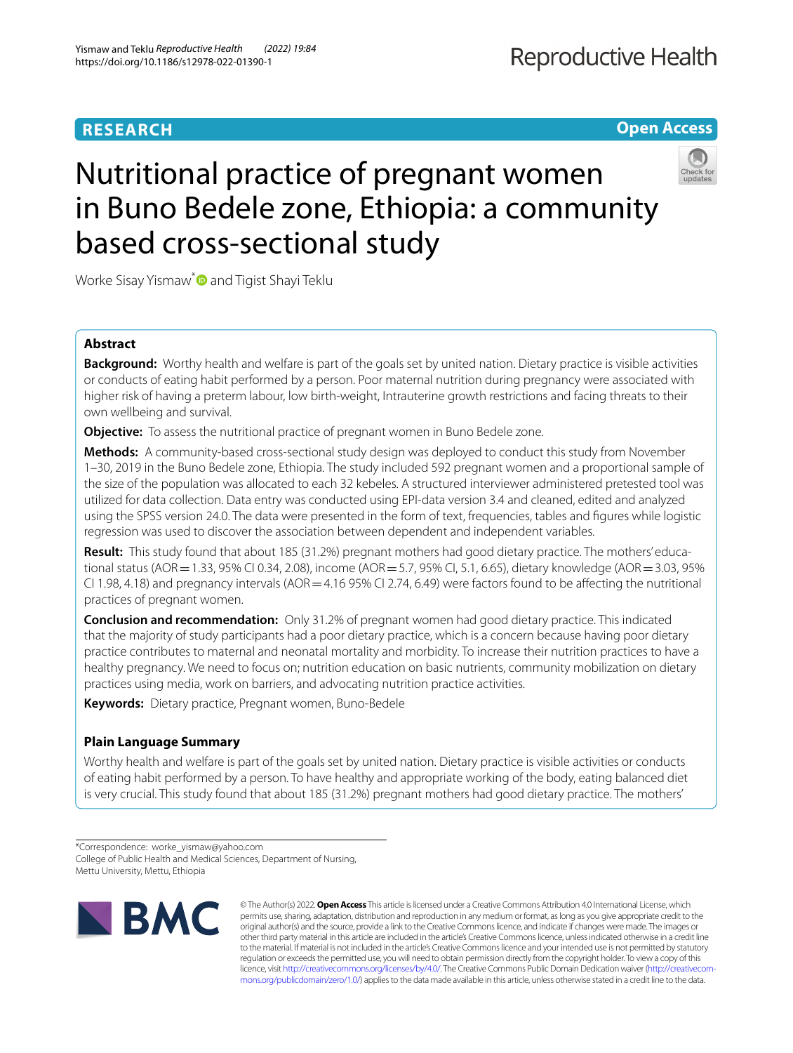**RESEARCH** **Open Access**

# Nutritional practice of pregnant women in Buno Bedele zone, Ethiopia: a community based cross-sectional study

Worke Sisay Yismaw* and Tigist Shayi Teklu

## Abstract

**Background:** Worthy health and welfare is part of the goals set by united nation. Dietary practice is visible activities or conducts of eating habit performed by a person. Poor maternal nutrition during pregnancy were associated with higher risk of having a preterm labour, low birth-weight, Intrauterine growth restrictions and facing threats to their own wellbeing and survival.

**Objective:** To assess the nutritional practice of pregnant women in Buno Bedele zone.

**Methods:** A community-based cross-sectional study design was deployed to conduct this study from November 1–30, 2019 in the Buno Bedele zone, Ethiopia. The study included 592 pregnant women and a proportional sample of the size of the population was allocated to each 32 kebeles. A structured interviewer administered pretested tool was utilized for data collection. Data entry was conducted using EPI-data version 3.4 and cleaned, edited and analyzed using the SPSS version 24.0. The data were presented in the form of text, frequencies, tables and figures while logistic regression was used to discover the association between dependent and independent variables.

**Result:** This study found that about 185 (31.2%) pregnant mothers had good dietary practice. The mothers' educational status (AOR = 1.33, 95% CI 0.34, 2.08), income (AOR = 5.7, 95% CI, 5.1, 6.65), dietary knowledge (AOR = 3.03, 95% CI 1.98, 4.18) and pregnancy intervals (AOR = 4.16 95% CI 2.74, 6.49) were factors found to be affecting the nutritional practices of pregnant women.

**Conclusion and recommendation:** Only 31.2% of pregnant women had good dietary practice. This indicated that the majority of study participants had a poor dietary practice, which is a concern because having poor dietary practice contributes to maternal and neonatal mortality and morbidity. To increase their nutrition practices to have a healthy pregnancy. We need to focus on; nutrition education on basic nutrients, community mobilization on dietary practices using media, work on barriers, and advocating nutrition practice activities.

**Keywords:** Dietary practice, Pregnant women, Buno-Bedele

## Plain Language Summary

Worthy health and welfare is part of the goals set by united nation. Dietary practice is visible activities or conducts of eating habit performed by a person. To have healthy and appropriate working of the body, eating balanced diet is very crucial. This study found that about 185 (31.2%) pregnant mothers had good dietary practice. The mothers'

*Correspondence: worke_yismaw@yahoo.com
College of Public Health and Medical Sciences, Department of Nursing, Mettu University, Mettu, Ethiopia

© The Author(s) 2022. **Open Access** This article is licensed under a Creative Commons Attribution 4.0 International License, which permits use, sharing, adaptation, distribution and reproduction in any medium or format, as long as you give appropriate credit to the original author(s) and the source, provide a link to the Creative Commons licence, and indicate if changes were made. The images or other third party material in this article are included in the article's Creative Commons licence, unless indicated otherwise in a credit line to the material. If material is not included in the article's Creative Commons licence and your intended use is not permitted by statutory regulation or exceeds the permitted use, you will need to obtain permission directly from the copyright holder. To view a copy of this licence, visit http://creativecommons.org/licenses/by/4.0/. The Creative Commons Public Domain Dedication waiver (http://creativecommons.org/publicdomain/zero/1.0/) applies to the data made available in this article, unless otherwise stated in a credit line to the data.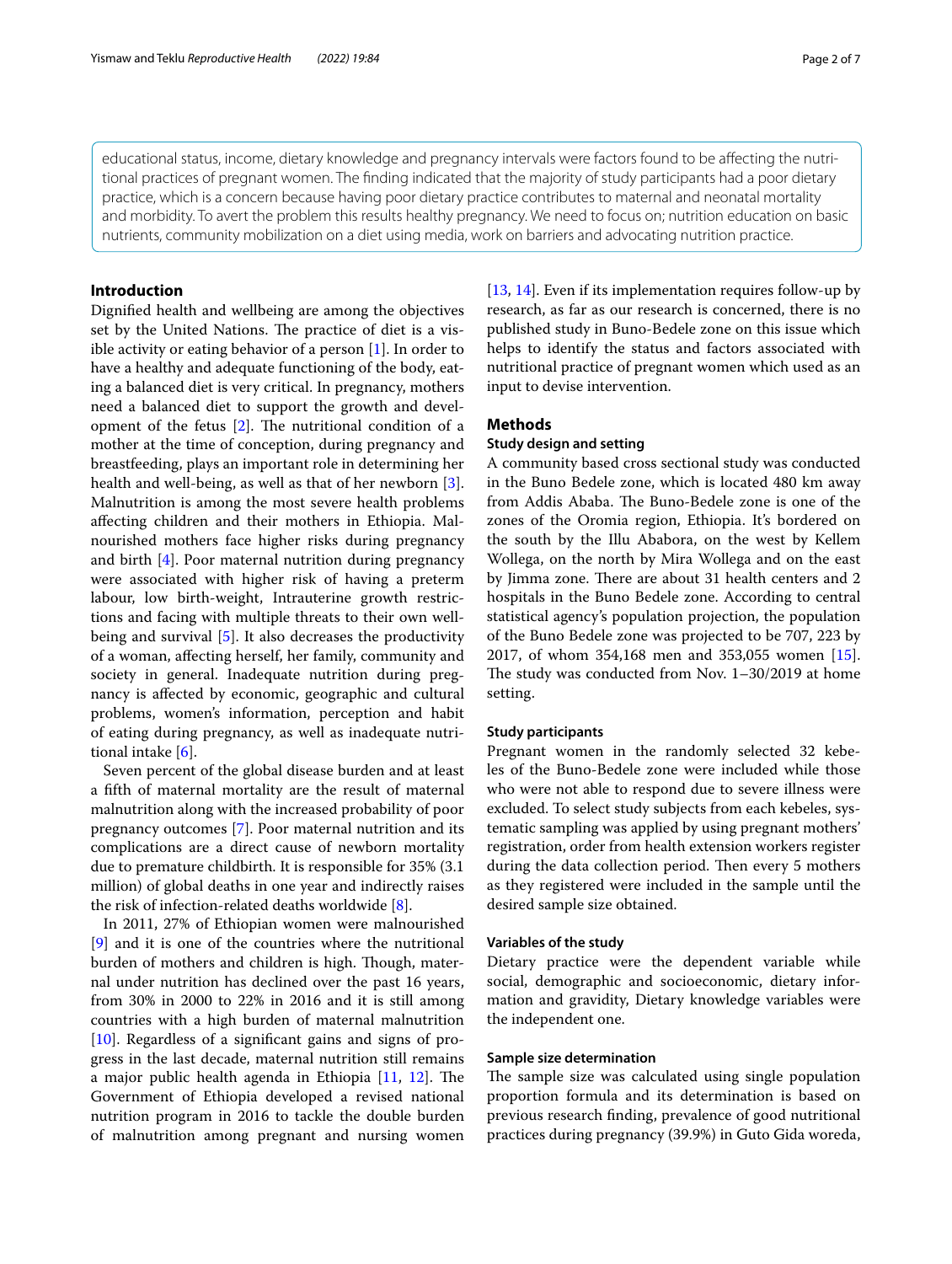educational status, income, dietary knowledge and pregnancy intervals were factors found to be affecting the nutritional practices of pregnant women. The finding indicated that the majority of study participants had a poor dietary practice, which is a concern because having poor dietary practice contributes to maternal and neonatal mortality and morbidity. To avert the problem this results healthy pregnancy. We need to focus on; nutrition education on basic nutrients, community mobilization on a diet using media, work on barriers and advocating nutrition practice.

## Introduction

Dignified health and wellbeing are among the objectives set by the United Nations. The practice of diet is a visible activity or eating behavior of a person [1]. In order to have a healthy and adequate functioning of the body, eating a balanced diet is very critical. In pregnancy, mothers need a balanced diet to support the growth and development of the fetus [2]. The nutritional condition of a mother at the time of conception, during pregnancy and breastfeeding, plays an important role in determining her health and well-being, as well as that of her newborn [3]. Malnutrition is among the most severe health problems affecting children and their mothers in Ethiopia. Malnourished mothers face higher risks during pregnancy and birth [4]. Poor maternal nutrition during pregnancy were associated with higher risk of having a preterm labour, low birth-weight, Intrauterine growth restrictions and facing with multiple threats to their own wellbeing and survival [5]. It also decreases the productivity of a woman, affecting herself, her family, community and society in general. Inadequate nutrition during pregnancy is affected by economic, geographic and cultural problems, women's information, perception and habit of eating during pregnancy, as well as inadequate nutritional intake [6].

Seven percent of the global disease burden and at least a fifth of maternal mortality are the result of maternal malnutrition along with the increased probability of poor pregnancy outcomes [7]. Poor maternal nutrition and its complications are a direct cause of newborn mortality due to premature childbirth. It is responsible for 35% (3.1 million) of global deaths in one year and indirectly raises the risk of infection-related deaths worldwide [8].

In 2011, 27% of Ethiopian women were malnourished [9] and it is one of the countries where the nutritional burden of mothers and children is high. Though, maternal under nutrition has declined over the past 16 years, from 30% in 2000 to 22% in 2016 and it is still among countries with a high burden of maternal malnutrition [10]. Regardless of a significant gains and signs of progress in the last decade, maternal nutrition still remains a major public health agenda in Ethiopia [11, 12]. The Government of Ethiopia developed a revised national nutrition program in 2016 to tackle the double burden of malnutrition among pregnant and nursing women [13, 14]. Even if its implementation requires follow-up by research, as far as our research is concerned, there is no published study in Buno-Bedele zone on this issue which helps to identify the status and factors associated with nutritional practice of pregnant women which used as an input to devise intervention.

## Methods

### Study design and setting

A community based cross sectional study was conducted in the Buno Bedele zone, which is located 480 km away from Addis Ababa. The Buno-Bedele zone is one of the zones of the Oromia region, Ethiopia. It's bordered on the south by the Illu Ababora, on the west by Kellem Wollega, on the north by Mira Wollega and on the east by Jimma zone. There are about 31 health centers and 2 hospitals in the Buno Bedele zone. According to central statistical agency's population projection, the population of the Buno Bedele zone was projected to be 707, 223 by 2017, of whom 354,168 men and 353,055 women [15]. The study was conducted from Nov. 1–30/2019 at home setting.

### Study participants

Pregnant women in the randomly selected 32 kebeles of the Buno-Bedele zone were included while those who were not able to respond due to severe illness were excluded. To select study subjects from each kebeles, systematic sampling was applied by using pregnant mothers' registration, order from health extension workers register during the data collection period. Then every 5 mothers as they registered were included in the sample until the desired sample size obtained.

### Variables of the study

Dietary practice were the dependent variable while social, demographic and socioeconomic, dietary information and gravidity, Dietary knowledge variables were the independent one.

### Sample size determination

The sample size was calculated using single population proportion formula and its determination is based on previous research finding, prevalence of good nutritional practices during pregnancy (39.9%) in Guto Gida woreda,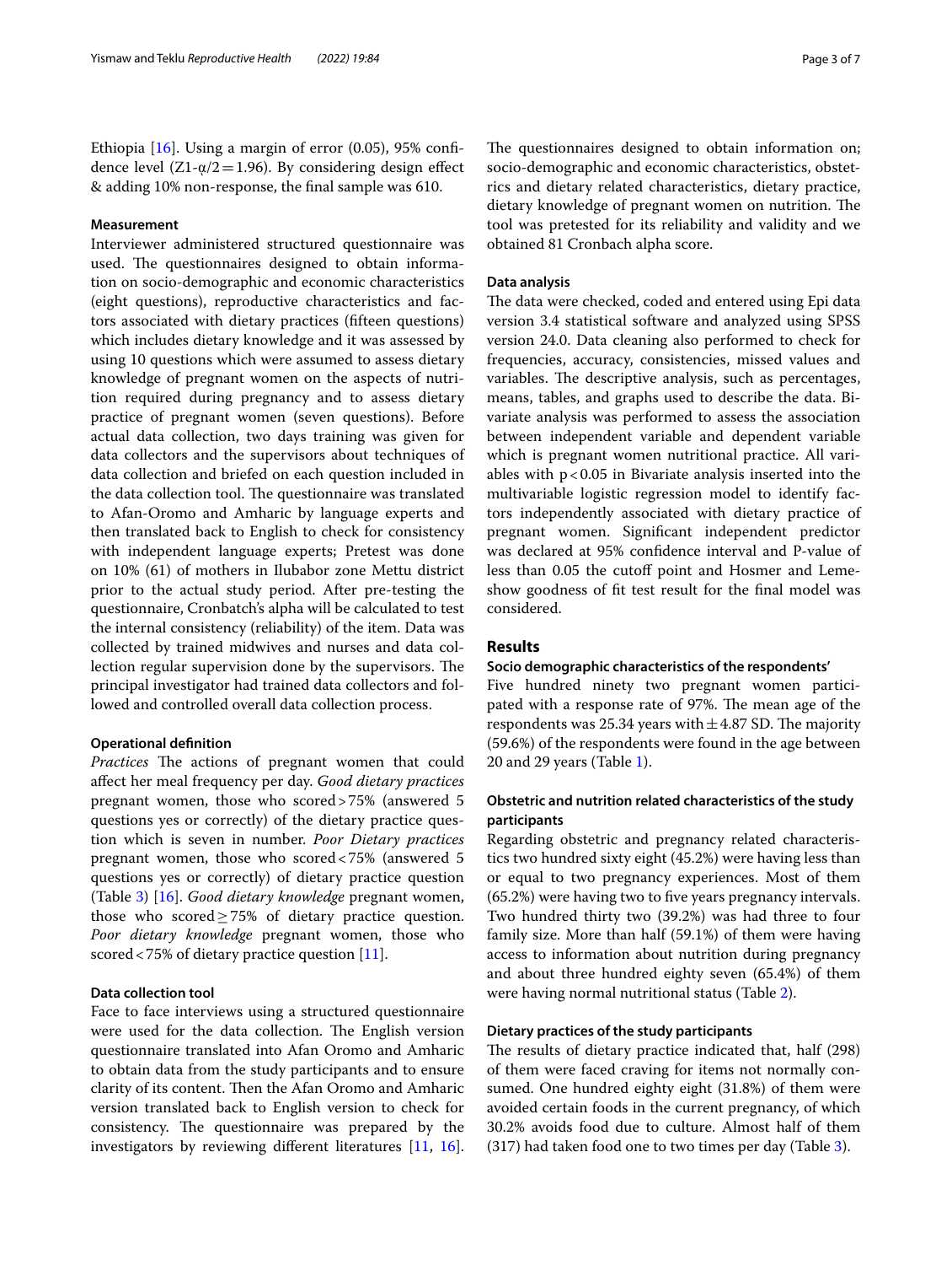Ethiopia [16]. Using a margin of error (0.05), 95% confidence level ($Z1\text{-}\alpha/2 = 1.96$). By considering design effect & adding 10% non-response, the final sample was 610.

### Measurement

Interviewer administered structured questionnaire was used. The questionnaires designed to obtain information on socio-demographic and economic characteristics (eight questions), reproductive characteristics and factors associated with dietary practices (fifteen questions) which includes dietary knowledge and it was assessed by using 10 questions which were assumed to assess dietary knowledge of pregnant women on the aspects of nutrition required during pregnancy and to assess dietary practice of pregnant women (seven questions). Before actual data collection, two days training was given for data collectors and the supervisors about techniques of data collection and briefed on each question included in the data collection tool. The questionnaire was translated to Afan-Oromo and Amharic by language experts and then translated back to English to check for consistency with independent language experts; Pretest was done on 10% (61) of mothers in Ilubabor zone Mettu district prior to the actual study period. After pre-testing the questionnaire, Cronbatch's alpha will be calculated to test the internal consistency (reliability) of the item. Data was collected by trained midwives and nurses and data collection regular supervision done by the supervisors. The principal investigator had trained data collectors and followed and controlled overall data collection process.

### Operational definition

*Practices* The actions of pregnant women that could affect her meal frequency per day. *Good dietary practices* pregnant women, those who scored > 75% (answered 5 questions yes or correctly) of the dietary practice question which is seven in number. *Poor Dietary practices* pregnant women, those who scored < 75% (answered 5 questions yes or correctly) of dietary practice question (Table 3) [16]. *Good dietary knowledge* pregnant women, those who scored ≥ 75% of dietary practice question. *Poor dietary knowledge* pregnant women, those who scored < 75% of dietary practice question [11].

### Data collection tool

Face to face interviews using a structured questionnaire were used for the data collection. The English version questionnaire translated into Afan Oromo and Amharic to obtain data from the study participants and to ensure clarity of its content. Then the Afan Oromo and Amharic version translated back to English version to check for consistency. The questionnaire was prepared by the investigators by reviewing different literatures [11, 16]. The questionnaires designed to obtain information on; socio-demographic and economic characteristics, obstetrics and dietary related characteristics, dietary practice, dietary knowledge of pregnant women on nutrition. The tool was pretested for its reliability and validity and we obtained 81 Cronbach alpha score.

### Data analysis

The data were checked, coded and entered using Epi data version 3.4 statistical software and analyzed using SPSS version 24.0. Data cleaning also performed to check for frequencies, accuracy, consistencies, missed values and variables. The descriptive analysis, such as percentages, means, tables, and graphs used to describe the data. Bivariate analysis was performed to assess the association between independent variable and dependent variable which is pregnant women nutritional practice. All variables with $p < 0.05$ in Bivariate analysis inserted into the multivariable logistic regression model to identify factors independently associated with dietary practice of pregnant women. Significant independent predictor was declared at 95% confidence interval and P-value of less than 0.05 the cutoff point and Hosmer and Lemeshow goodness of fit test result for the final model was considered.

## Results

### Socio demographic characteristics of the respondents'

Five hundred ninety two pregnant women participated with a response rate of 97%. The mean age of the respondents was 25.34 years with ± 4.87 SD. The majority (59.6%) of the respondents were found in the age between 20 and 29 years (Table 1).

### Obstetric and nutrition related characteristics of the study participants

Regarding obstetric and pregnancy related characteristics two hundred sixty eight (45.2%) were having less than or equal to two pregnancy experiences. Most of them (65.2%) were having two to five years pregnancy intervals. Two hundred thirty two (39.2%) was had three to four family size. More than half (59.1%) of them were having access to information about nutrition during pregnancy and about three hundred eighty seven (65.4%) of them were having normal nutritional status (Table 2).

### Dietary practices of the study participants

The results of dietary practice indicated that, half (298) of them were faced craving for items not normally consumed. One hundred eighty eight (31.8%) of them were avoided certain foods in the current pregnancy, of which 30.2% avoids food due to culture. Almost half of them (317) had taken food one to two times per day (Table 3).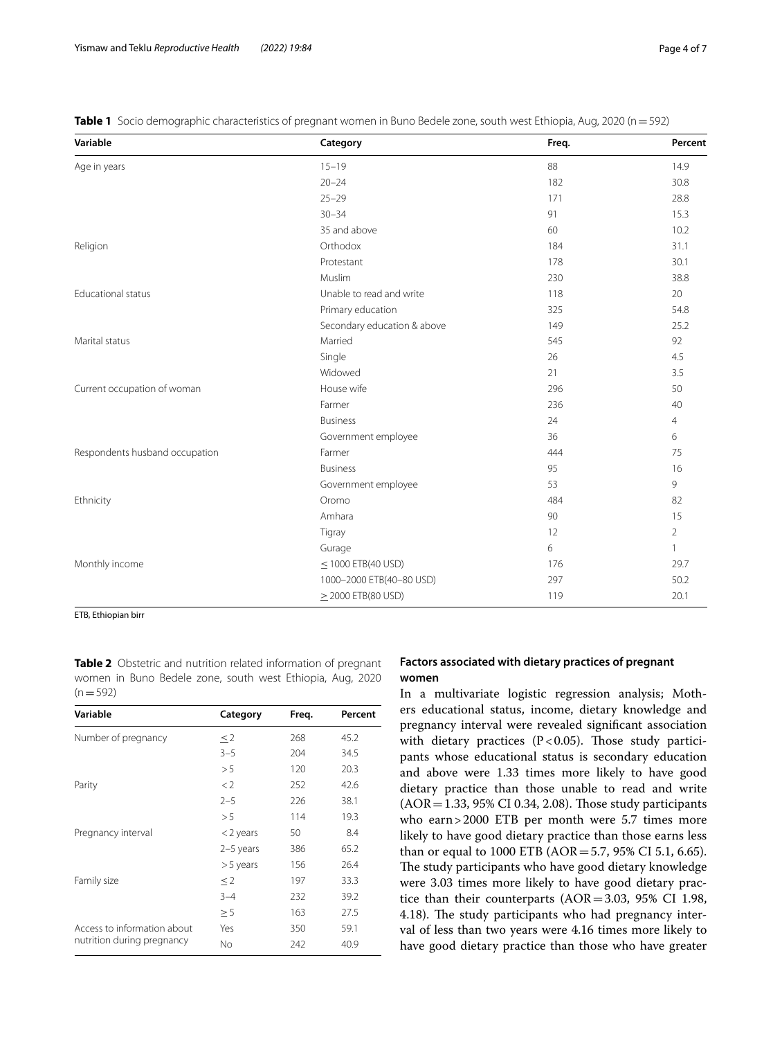**Table 1** Socio demographic characteristics of pregnant women in Buno Bedele zone, south west Ethiopia, Aug, 2020 (n = 592)

| Variable | Category | Freq. | Percent |
|---|---|---|---|
| Age in years | 15–19 | 88 | 14.9 |
| | 20–24 | 182 | 30.8 |
| | 25–29 | 171 | 28.8 |
| | 30–34 | 91 | 15.3 |
| | 35 and above | 60 | 10.2 |
| Religion | Orthodox | 184 | 31.1 |
| | Protestant | 178 | 30.1 |
| | Muslim | 230 | 38.8 |
| Educational status | Unable to read and write | 118 | 20 |
| | Primary education | 325 | 54.8 |
| | Secondary education & above | 149 | 25.2 |
| Marital status | Married | 545 | 92 |
| | Single | 26 | 4.5 |
| | Widowed | 21 | 3.5 |
| Current occupation of woman | House wife | 296 | 50 |
| | Farmer | 236 | 40 |
| | Business | 24 | 4 |
| | Government employee | 36 | 6 |
| Respondents husband occupation | Farmer | 444 | 75 |
| | Business | 95 | 16 |
| | Government employee | 53 | 9 |
| Ethnicity | Oromo | 484 | 82 |
| | Amhara | 90 | 15 |
| | Tigray | 12 | 2 |
| | Gurage | 6 | 1 |
| Monthly income | ≤ 1000 ETB(40 USD) | 176 | 29.7 |
| | 1000–2000 ETB(40–80 USD) | 297 | 50.2 |
| | ≥ 2000 ETB(80 USD) | 119 | 20.1 |

ETB, Ethiopian birr

**Table 2** Obstetric and nutrition related information of pregnant women in Buno Bedele zone, south west Ethiopia, Aug, 2020 (n = 592)

| Variable | Category | Freq. | Percent |
|---|---|---|---|
| Number of pregnancy | ≤ 2 | 268 | 45.2 |
| | 3–5 | 204 | 34.5 |
| | > 5 | 120 | 20.3 |
| Parity | < 2 | 252 | 42.6 |
| | 2–5 | 226 | 38.1 |
| | > 5 | 114 | 19.3 |
| Pregnancy interval | < 2 years | 50 | 8.4 |
| | 2–5 years | 386 | 65.2 |
| | > 5 years | 156 | 26.4 |
| Family size | ≤ 2 | 197 | 33.3 |
| | 3–4 | 232 | 39.2 |
| | ≥ 5 | 163 | 27.5 |
| Access to information about nutrition during pregnancy | Yes | 350 | 59.1 |
| | No | 242 | 40.9 |

### Factors associated with dietary practices of pregnant women

In a multivariate logistic regression analysis; Mothers educational status, income, dietary knowledge and pregnancy interval were revealed significant association with dietary practices ($P < 0.05$). Those study participants whose educational status is secondary education and above were 1.33 times more likely to have good dietary practice than those unable to read and write (AOR = 1.33, 95% CI 0.34, 2.08). Those study participants who earn > 2000 ETB per month were 5.7 times more likely to have good dietary practice than those earns less than or equal to 1000 ETB (AOR = 5.7, 95% CI 5.1, 6.65). The study participants who have good dietary knowledge were 3.03 times more likely to have good dietary practice than their counterparts (AOR = 3.03, 95% CI 1.98, 4.18). The study participants who had pregnancy interval of less than two years were 4.16 times more likely to have good dietary practice than those who have greater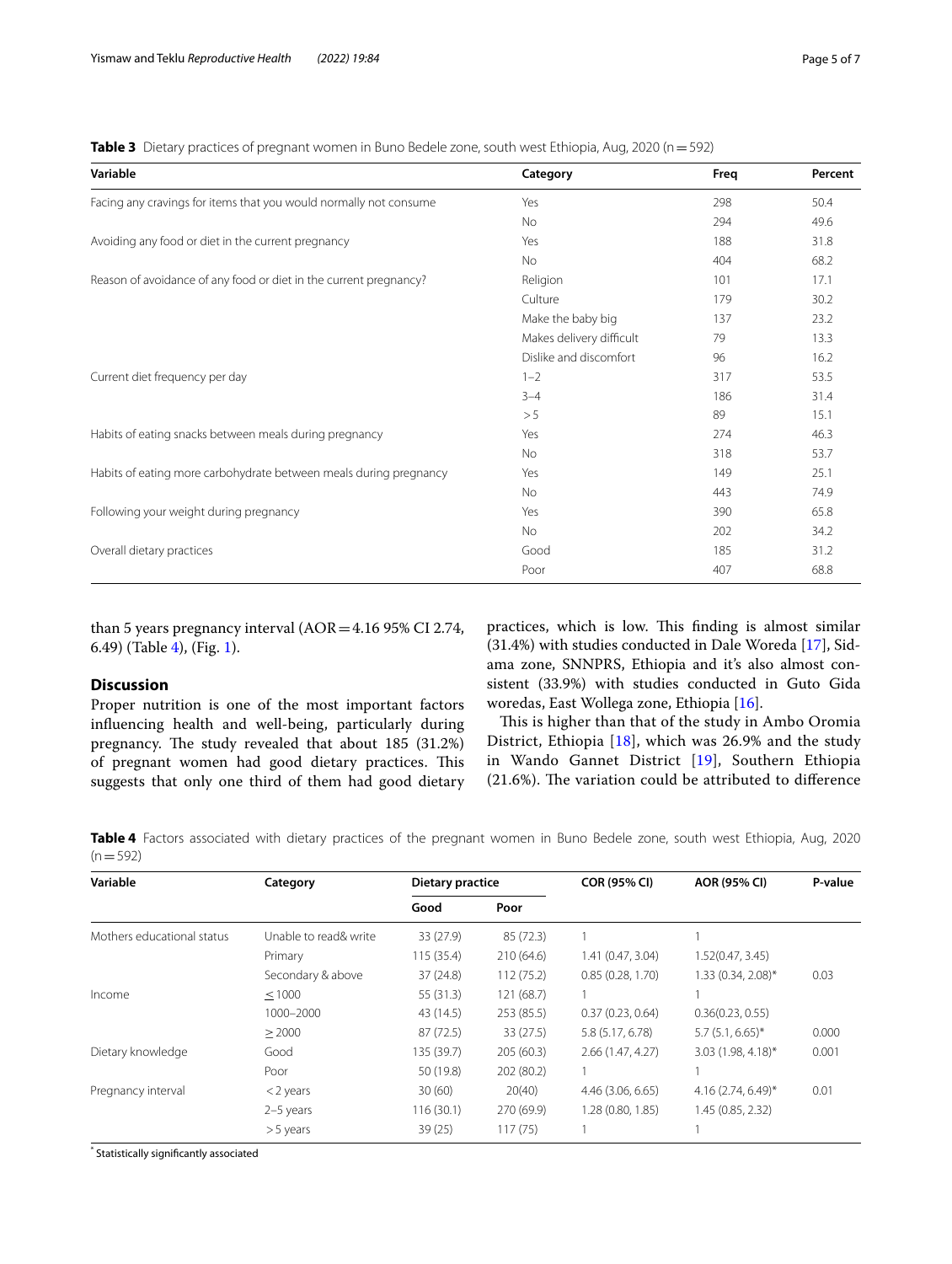**Table 3** Dietary practices of pregnant women in Buno Bedele zone, south west Ethiopia, Aug, 2020 (n = 592)

| Variable | Category | Freq | Percent |
|---|---|---|---|
| Facing any cravings for items that you would normally not consume | Yes | 298 | 50.4 |
| | No | 294 | 49.6 |
| Avoiding any food or diet in the current pregnancy | Yes | 188 | 31.8 |
| | No | 404 | 68.2 |
| Reason of avoidance of any food or diet in the current pregnancy? | Religion | 101 | 17.1 |
| | Culture | 179 | 30.2 |
| | Make the baby big | 137 | 23.2 |
| | Makes delivery difficult | 79 | 13.3 |
| | Dislike and discomfort | 96 | 16.2 |
| Current diet frequency per day | 1–2 | 317 | 53.5 |
| | 3–4 | 186 | 31.4 |
| | > 5 | 89 | 15.1 |
| Habits of eating snacks between meals during pregnancy | Yes | 274 | 46.3 |
| | No | 318 | 53.7 |
| Habits of eating more carbohydrate between meals during pregnancy | Yes | 149 | 25.1 |
| | No | 443 | 74.9 |
| Following your weight during pregnancy | Yes | 390 | 65.8 |
| | No | 202 | 34.2 |
| Overall dietary practices | Good | 185 | 31.2 |
| | Poor | 407 | 68.8 |

than 5 years pregnancy interval (AOR = 4.16 95% CI 2.74, 6.49) (Table 4), (Fig. 1).

## Discussion

Proper nutrition is one of the most important factors influencing health and well-being, particularly during pregnancy. The study revealed that about 185 (31.2%) of pregnant women had good dietary practices. This suggests that only one third of them had good dietary practices, which is low. This finding is almost similar (31.4%) with studies conducted in Dale Woreda [17], Sidama zone, SNNPRS, Ethiopia and it's also almost consistent (33.9%) with studies conducted in Guto Gida woredas, East Wollega zone, Ethiopia [16].

This is higher than that of the study in Ambo Oromia District, Ethiopia [18], which was 26.9% and the study in Wando Gannet District [19], Southern Ethiopia (21.6%). The variation could be attributed to difference

**Table 4** Factors associated with dietary practices of the pregnant women in Buno Bedele zone, south west Ethiopia, Aug, 2020 (n = 592)

| Variable | Category | Dietary practice | | COR (95% CI) | AOR (95% CI) | P-value |
|---|---|---|---|---|---|---|
| | | Good | Poor | | | |
| Mothers educational status | Unable to read& write | 33 (27.9) | 85 (72.3) | 1 | 1 | |
| | Primary | 115 (35.4) | 210 (64.6) | 1.41 (0.47, 3.04) | 1.52(0.47, 3.45) | |
| | Secondary & above | 37 (24.8) | 112 (75.2) | 0.85 (0.28, 1.70) | 1.33 (0.34, 2.08)* | 0.03 |
| Income | ≤ 1000 | 55 (31.3) | 121 (68.7) | 1 | 1 | |
| | 1000–2000 | 43 (14.5) | 253 (85.5) | 0.37 (0.23, 0.64) | 0.36(0.23, 0.55) | |
| | ≥ 2000 | 87 (72.5) | 33 (27.5) | 5.8 (5.17, 6.78) | 5.7 (5.1, 6.65)* | 0.000 |
| Dietary knowledge | Good | 135 (39.7) | 205 (60.3) | 2.66 (1.47, 4.27) | 3.03 (1.98, 4.18)* | 0.001 |
| | Poor | 50 (19.8) | 202 (80.2) | 1 | 1 | |
| Pregnancy interval | < 2 years | 30 (60) | 20(40) | 4.46 (3.06, 6.65) | 4.16 (2.74, 6.49)* | 0.01 |
| | 2–5 years | 116 (30.1) | 270 (69.9) | 1.28 (0.80, 1.85) | 1.45 (0.85, 2.32) | |
| | > 5 years | 39 (25) | 117 (75) | 1 | 1 | |

\* Statistically significantly associated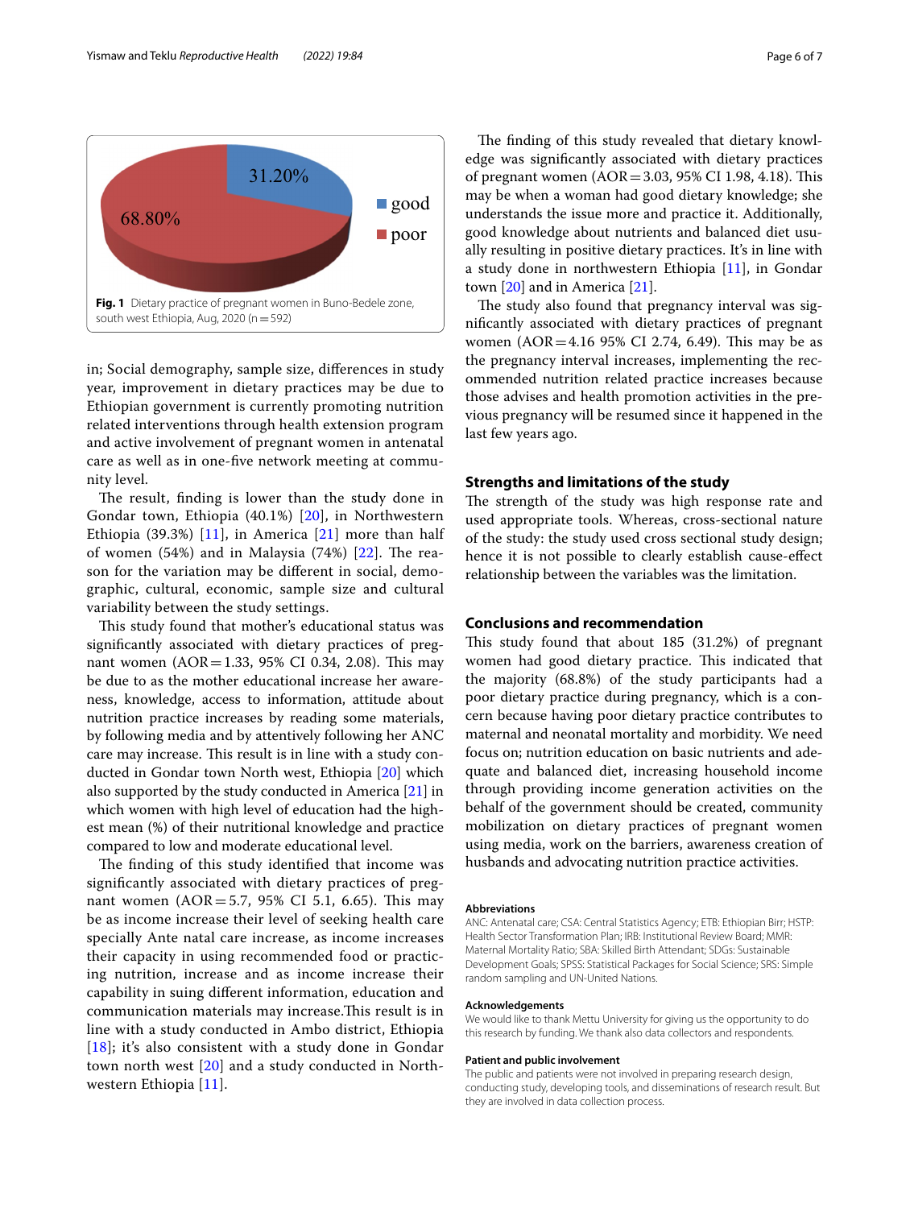Fig. 1 Dietary practice of pregnant women in Buno-Bedele zone, south west Ethiopia, Aug, 2020 (n = 592)

in; Social demography, sample size, differences in study year, improvement in dietary practices may be due to Ethiopian government is currently promoting nutrition related interventions through health extension program and active involvement of pregnant women in antenatal care as well as in one-five network meeting at community level.

The result, finding is lower than the study done in Gondar town, Ethiopia (40.1%) [20], in Northwestern Ethiopia (39.3%) [11], in America [21] more than half of women (54%) and in Malaysia (74%) [22]. The reason for the variation may be different in social, demographic, cultural, economic, sample size and cultural variability between the study settings.

This study found that mother's educational status was significantly associated with dietary practices of pregnant women (AOR = 1.33, 95% CI 0.34, 2.08). This may be due to as the mother educational increase her awareness, knowledge, access to information, attitude about nutrition practice increases by reading some materials, by following media and by attentively following her ANC care may increase. This result is in line with a study conducted in Gondar town North west, Ethiopia [20] which also supported by the study conducted in America [21] in which women with high level of education had the highest mean (%) of their nutritional knowledge and practice compared to low and moderate educational level.

The finding of this study identified that income was significantly associated with dietary practices of pregnant women (AOR = 5.7, 95% CI 5.1, 6.65). This may be as income increase their level of seeking health care specially Ante natal care increase, as income increases their capacity in using recommended food or practicing nutrition, increase and as income increase their capability in suing different information, education and communication materials may increase.This result is in line with a study conducted in Ambo district, Ethiopia [18]; it's also consistent with a study done in Gondar town north west [20] and a study conducted in Northwestern Ethiopia [11].

The finding of this study revealed that dietary knowledge was significantly associated with dietary practices of pregnant women (AOR = 3.03, 95% CI 1.98, 4.18). This may be when a woman had good dietary knowledge; she understands the issue more and practice it. Additionally, good knowledge about nutrients and balanced diet usually resulting in positive dietary practices. It's in line with a study done in northwestern Ethiopia [11], in Gondar town [20] and in America [21].

The study also found that pregnancy interval was significantly associated with dietary practices of pregnant women (AOR = 4.16 95% CI 2.74, 6.49). This may be as the pregnancy interval increases, implementing the recommended nutrition related practice increases because those advises and health promotion activities in the previous pregnancy will be resumed since it happened in the last few years ago.

## Strengths and limitations of the study

The strength of the study was high response rate and used appropriate tools. Whereas, cross-sectional nature of the study: the study used cross sectional study design; hence it is not possible to clearly establish cause-effect relationship between the variables was the limitation.

## Conclusions and recommendation

This study found that about 185 (31.2%) of pregnant women had good dietary practice. This indicated that the majority (68.8%) of the study participants had a poor dietary practice during pregnancy, which is a concern because having poor dietary practice contributes to maternal and neonatal mortality and morbidity. We need focus on; nutrition education on basic nutrients and adequate and balanced diet, increasing household income through providing income generation activities on the behalf of the government should be created, community mobilization on dietary practices of pregnant women using media, work on the barriers, awareness creation of husbands and advocating nutrition practice activities.

### Abbreviations

ANC: Antenatal care; CSA: Central Statistics Agency; ETB: Ethiopian Birr; HSTP: Health Sector Transformation Plan; IRB: Institutional Review Board; MMR: Maternal Mortality Ratio; SBA: Skilled Birth Attendant; SDGs: Sustainable Development Goals; SPSS: Statistical Packages for Social Science; SRS: Simple random sampling and UN-United Nations.

### Acknowledgements

We would like to thank Mettu University for giving us the opportunity to do this research by funding. We thank also data collectors and respondents.

### Patient and public involvement

The public and patients were not involved in preparing research design, conducting study, developing tools, and disseminations of research result. But they are involved in data collection process.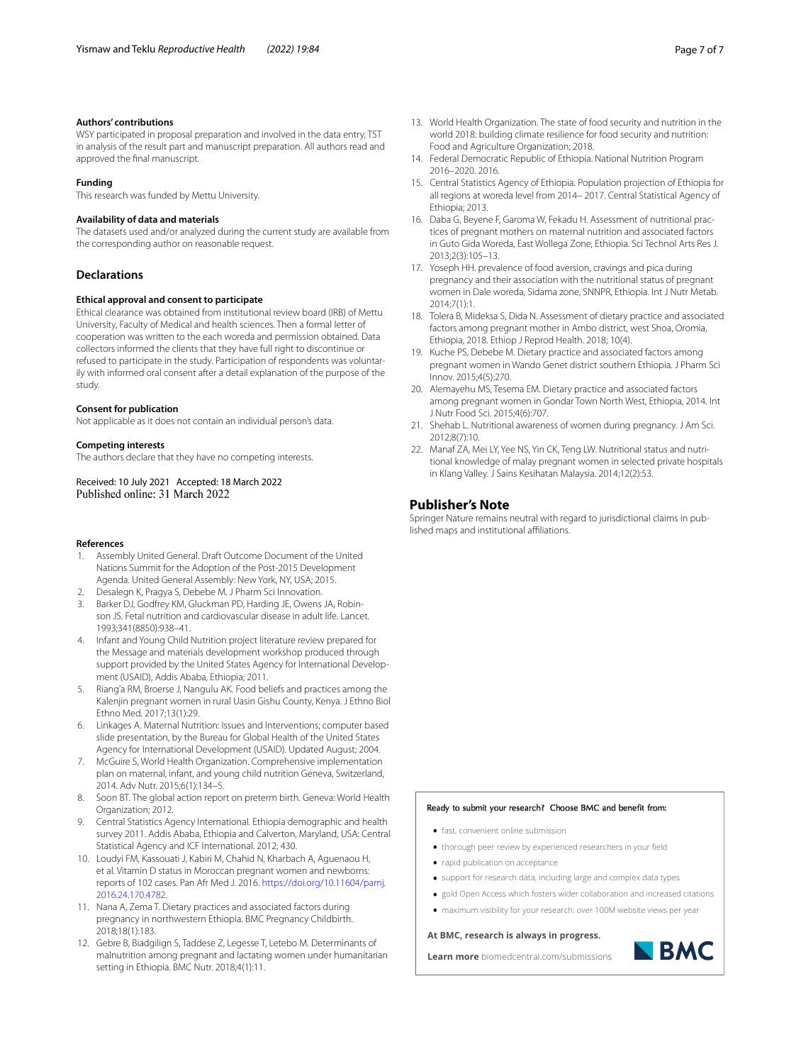### Authors' contributions

WSY participated in proposal preparation and involved in the data entry, TST in analysis of the result part and manuscript preparation. All authors read and approved the final manuscript.

### Funding

This research was funded by Mettu University.

### Availability of data and materials

The datasets used and/or analyzed during the current study are available from the corresponding author on reasonable request.

## Declarations

### Ethical approval and consent to participate

Ethical clearance was obtained from institutional review board (IRB) of Mettu University, Faculty of Medical and health sciences. Then a formal letter of cooperation was written to the each woreda and permission obtained. Data collectors informed the clients that they have full right to discontinue or refused to participate in the study. Participation of respondents was voluntarily with informed oral consent after a detail explanation of the purpose of the study.

### Consent for publication

Not applicable as it does not contain an individual person's data.

### Competing interests

The authors declare that they have no competing interests.

Received: 10 July 2021 Accepted: 18 March 2022
Published online: 31 March 2022

### References

1. Assembly United General. Draft Outcome Document of the United Nations Summit for the Adoption of the Post-2015 Development Agenda. United General Assembly: New York, NY, USA; 2015.
2. Desalegn K, Pragya S, Debebe M. J Pharm Sci Innovation.
3. Barker DJ, Godfrey KM, Gluckman PD, Harding JE, Owens JA, Robinson JS. Fetal nutrition and cardiovascular disease in adult life. Lancet. 1993;341(8850):938–41.
4. Infant and Young Child Nutrition project literature review prepared for the Message and materials development workshop produced through support provided by the United States Agency for International Development (USAID), Addis Ababa, Ethiopia; 2011.
5. Riang'a RM, Broerse J, Nangulu AK. Food beliefs and practices among the Kalenjin pregnant women in rural Uasin Gishu County, Kenya. J Ethno Biol Ethno Med. 2017;13(1):29.
6. Linkages A. Maternal Nutrition: Issues and Interventions; computer based slide presentation, by the Bureau for Global Health of the United States Agency for International Development (USAID). Updated August; 2004.
7. McGuire S, World Health Organization. Comprehensive implementation plan on maternal, infant, and young child nutrition Geneva, Switzerland, 2014. Adv Nutr. 2015;6(1):134–5.
8. Soon BT. The global action report on preterm birth. Geneva: World Health Organization; 2012.
9. Central Statistics Agency International. Ethiopia demographic and health survey 2011. Addis Ababa, Ethiopia and Calverton, Maryland, USA: Central Statistical Agency and ICF International. 2012; 430.
10. Loudyi FM, Kassouati J, Kabiri M, Chahid N, Kharbach A, Aguenaou H, et al. Vitamin D status in Moroccan pregnant women and newborns: reports of 102 cases. Pan Afr Med J. 2016. https://doi.org/10.11604/pamj.2016.24.170.4782.
11. Nana A, Zema T. Dietary practices and associated factors during pregnancy in northwestern Ethiopia. BMC Pregnancy Childbirth. 2018;18(1):183.
12. Gebre B, Biadgilign S, Taddese Z, Legesse T, Letebo M. Determinants of malnutrition among pregnant and lactating women under humanitarian setting in Ethiopia. BMC Nutr. 2018;4(1):11.
13. World Health Organization. The state of food security and nutrition in the world 2018: building climate resilience for food security and nutrition: Food and Agriculture Organization; 2018.
14. Federal Democratic Republic of Ethiopia. National Nutrition Program 2016–2020. 2016.
15. Central Statistics Agency of Ethiopia. Population projection of Ethiopia for all regions at woreda level from 2014– 2017. Central Statistical Agency of Ethiopia; 2013.
16. Daba G, Beyene F, Garoma W, Fekadu H. Assessment of nutritional practices of pregnant mothers on maternal nutrition and associated factors in Guto Gida Woreda, East Wollega Zone, Ethiopia. Sci Technol Arts Res J. 2013;2(3):105–13.
17. Yoseph HH. prevalence of food aversion, cravings and pica during pregnancy and their association with the nutritional status of pregnant women in Dale woreda, Sidama zone, SNNPR, Ethiopia. Int J Nutr Metab. 2014;7(1):1.
18. Tolera B, Mideksa S, Dida N. Assessment of dietary practice and associated factors among pregnant mother in Ambo district, west Shoa, Oromia, Ethiopia, 2018. Ethiop J Reprod Health. 2018; 10(4).
19. Kuche PS, Debebe M. Dietary practice and associated factors among pregnant women in Wando Genet district southern Ethiopia. J Pharm Sci Innov. 2015;4(5):270.
20. Alemayehu MS, Tesema EM. Dietary practice and associated factors among pregnant women in Gondar Town North West, Ethiopia, 2014. Int J Nutr Food Sci. 2015;4(6):707.
21. Shehab L. Nutritional awareness of women during pregnancy. J Am Sci. 2012;8(7):10.
22. Manaf ZA, Mei LY, Yee NS, Yin CK, Teng LW. Nutritional status and nutritional knowledge of malay pregnant women in selected private hospitals in Klang Valley. J Sains Kesihatan Malaysia. 2014;12(2):53.

## Publisher's Note

Springer Nature remains neutral with regard to jurisdictional claims in published maps and institutional affiliations.

Ready to submit your research? Choose BMC and benefit from:

- fast, convenient online submission
- thorough peer review by experienced researchers in your field
- rapid publication on acceptance
- support for research data, including large and complex data types
- gold Open Access which fosters wider collaboration and increased citations
- maximum visibility for your research: over 100M website views per year

**At BMC, research is always in progress.**

**Learn more** biomedcentral.com/submissions

BMC